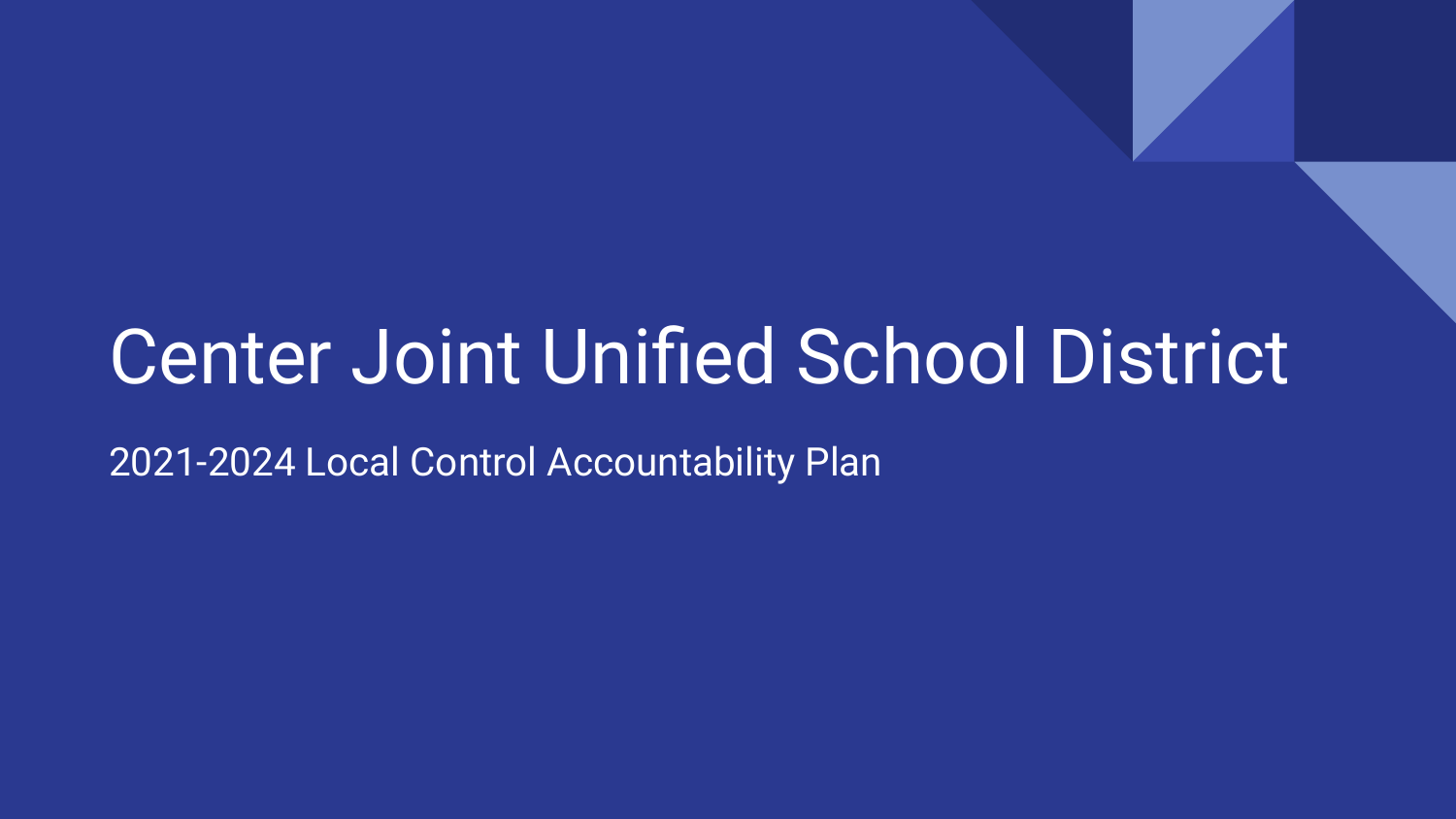# Center Joint Unified School District

2021-2024 Local Control Accountability Plan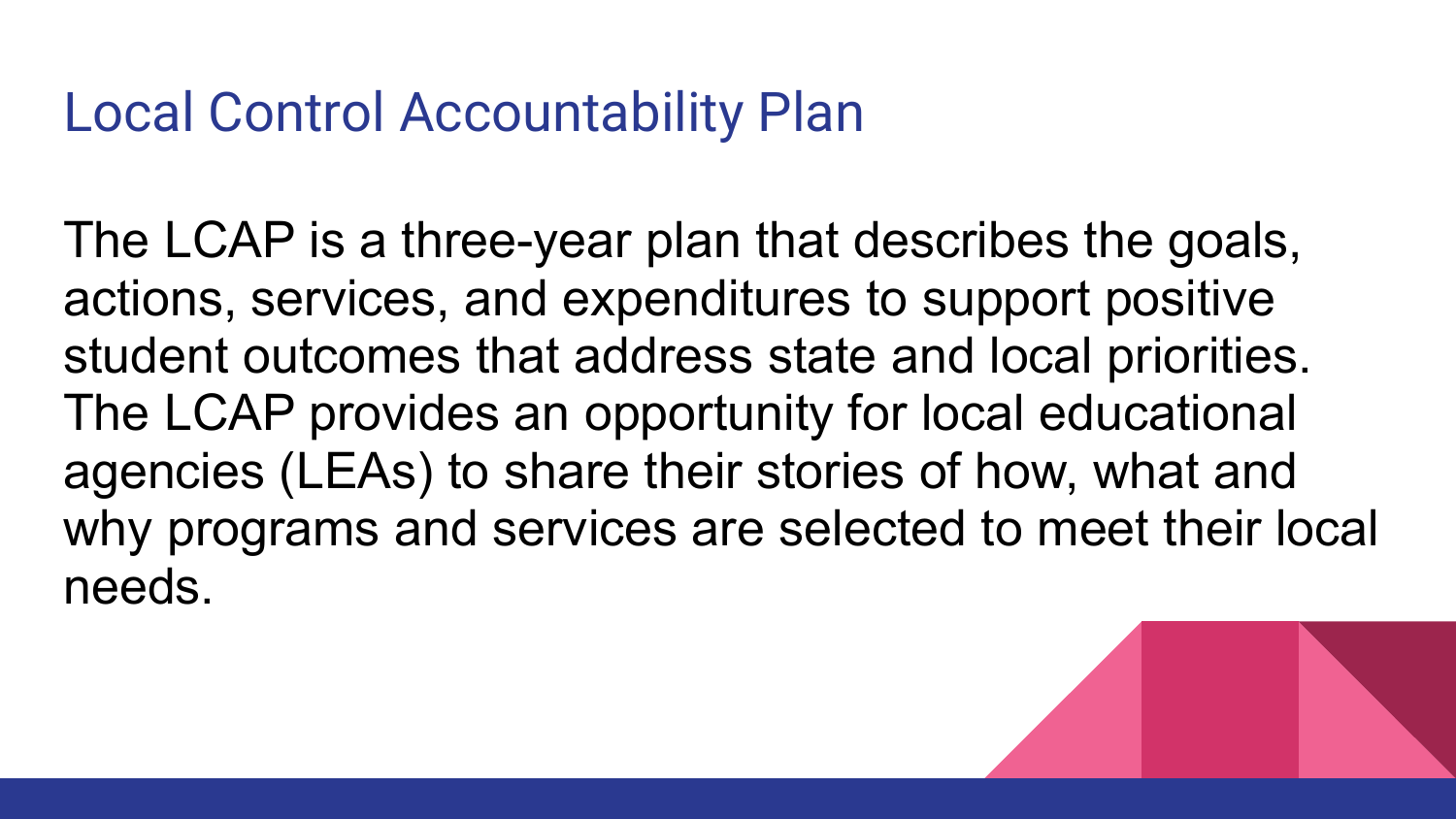# Local Control Accountability Plan

The LCAP is a three-year plan that describes the goals, actions, services, and expenditures to support positive student outcomes that address state and local priorities. The LCAP provides an opportunity for local educational agencies (LEAs) to share their stories of how, what and why programs and services are selected to meet their local needs.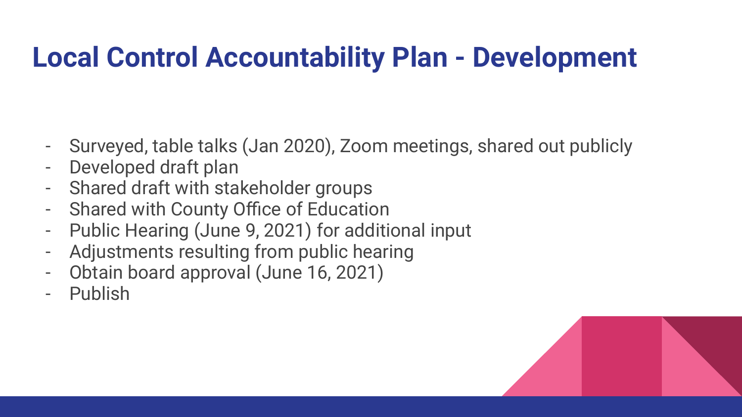# Local Control Accountability Plan - Development

- Surveyed, table talks (Jan 2020), Zoom meetings, shared out publicly
- Developed draft plan
- Shared draft with stakeholder groups
- Shared with County Office of Education
- Public Hearing (June 9, 2021) for additional input
- Adjustments resulting from public hearing
- Obtain board approval (June 16, 2021)
- Publish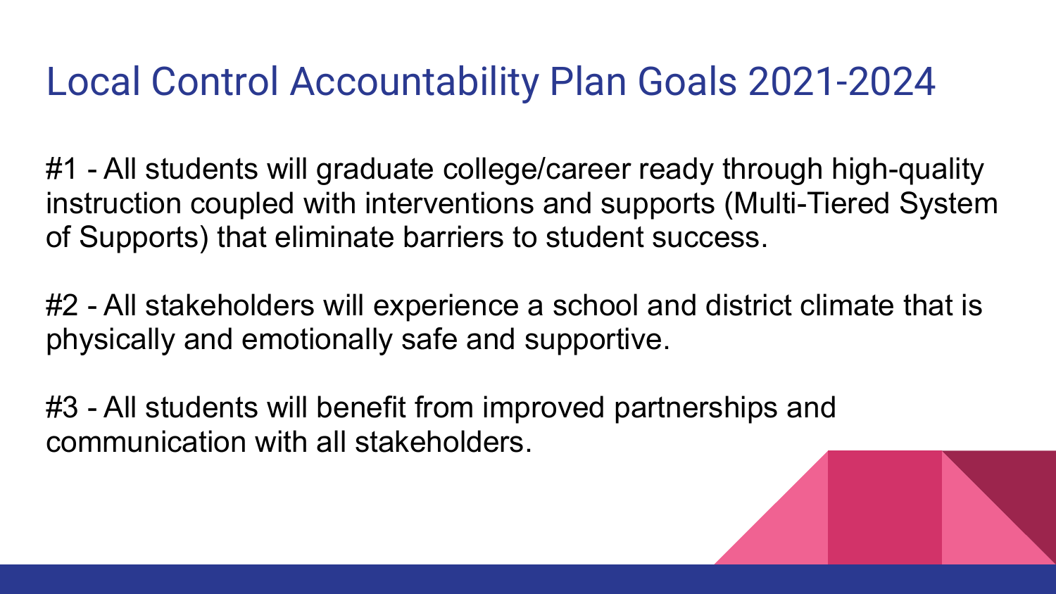# Local Control Accountability Plan Goals 2021-2024

#1 - All students will graduate college/career ready through high-quality instruction coupled with interventions and supports (Multi-Tiered System of Supports) that eliminate barriers to student success.

#2 - All stakeholders will experience a school and district climate that is physically and emotionally safe and supportive.

#3 - All students will benefit from improved partnerships and communication with all stakeholders.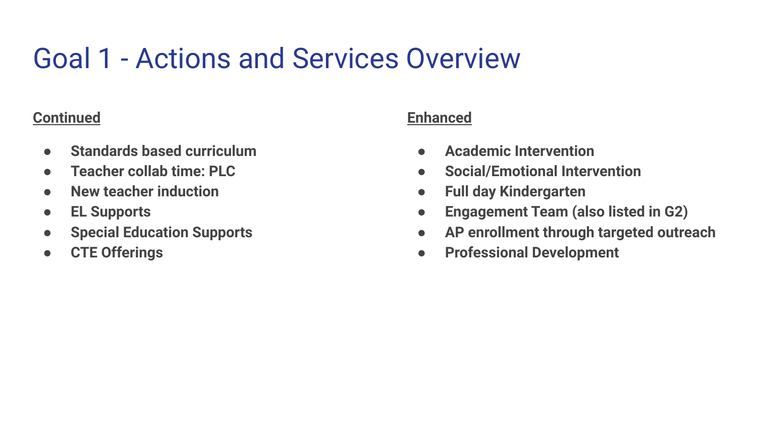# Goal 1 - Actions and Services Overview

**Continued**

- **Standards based curriculum**
- **Teacher collab time: PLC**
- **New teacher induction**
- **EL Supports**
- **Special Education Supports**
- **CTE Offerings**

**Enhanced**

- **Academic Intervention**
- **Social/Emotional Intervention**
- **Full day Kindergarten**
- **Engagement Team (also listed in G2)**
- **AP enrollment through targeted outreach**
- **Professional Development**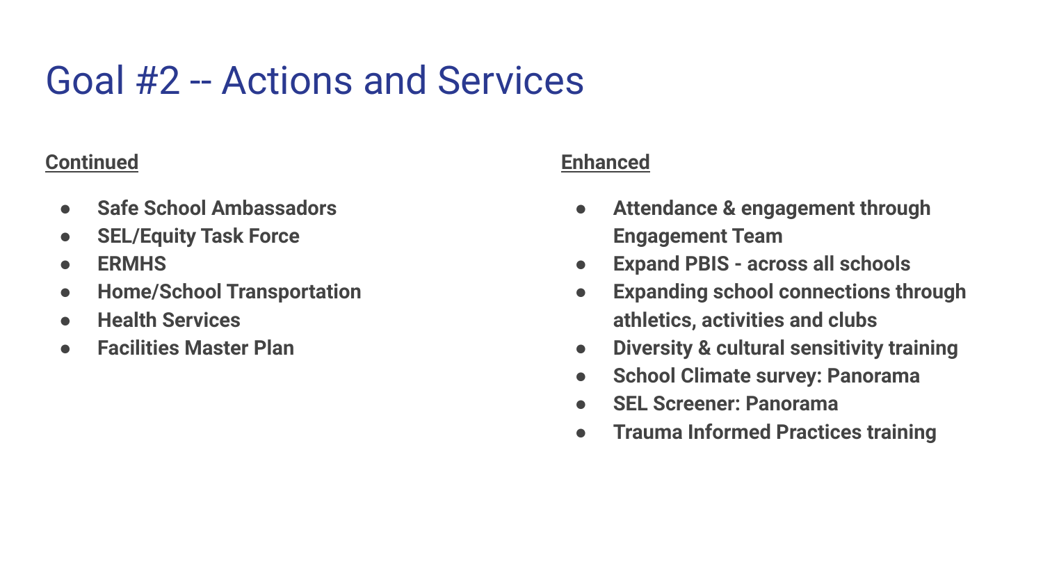# Goal #2 -- Actions and Services

**Continued**

- **Safe School Ambassadors**
- **SEL/Equity Task Force**
- **ERMHS**
- **Home/School Transportation**
- **Health Services**
- **Facilities Master Plan**

**Enhanced**

- **Attendance & engagement through Engagement Team**
- **Expand PBIS - across all schools**
- **Expanding school connections through athletics, activities and clubs**
- **Diversity & cultural sensitivity training**
- **School Climate survey: Panorama**
- **SEL Screener: Panorama**
- **Trauma Informed Practices training**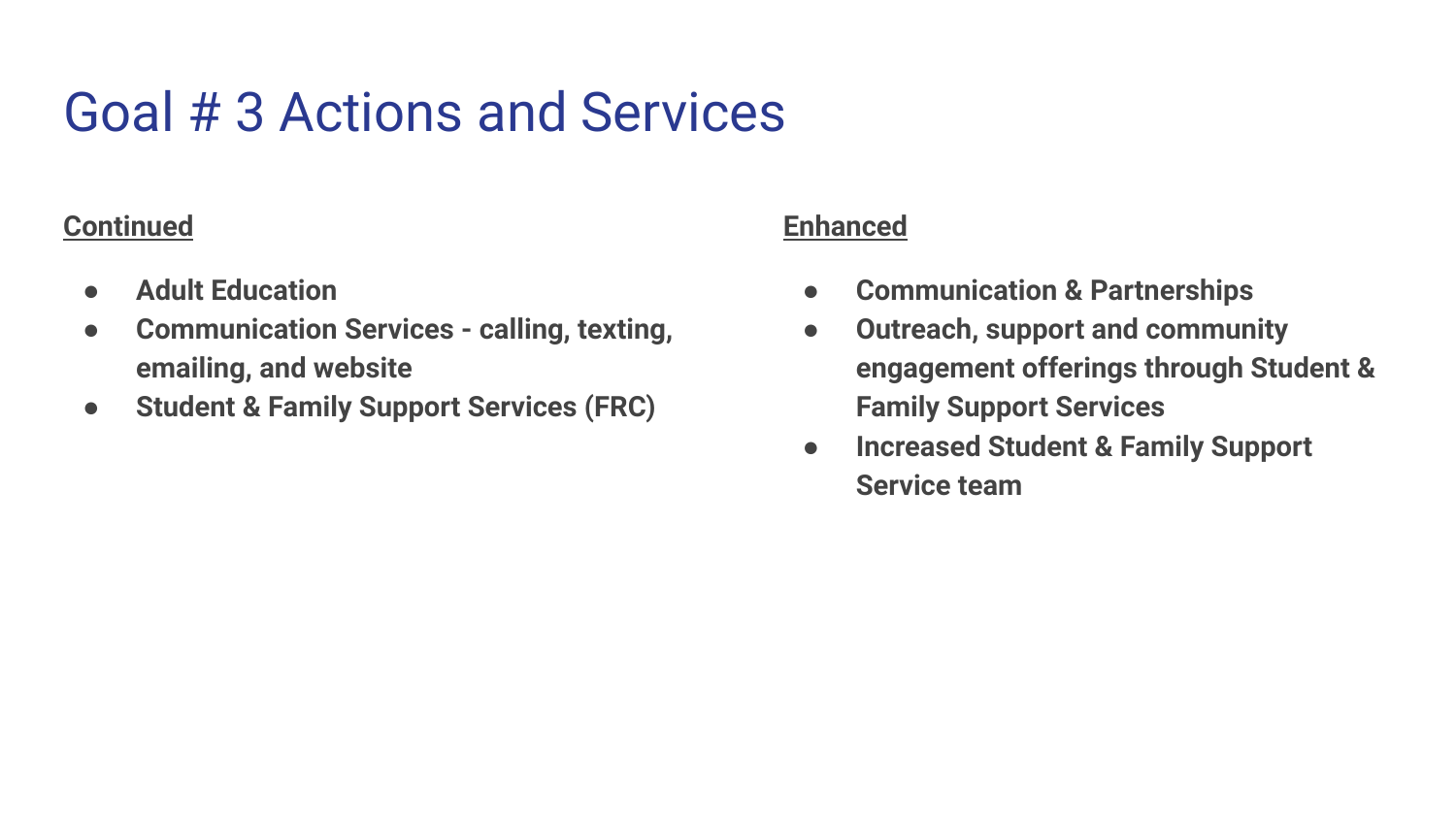# Goal # 3 Actions and Services

**Continued**

- **Adult Education**
- **Communication Services - calling, texting, emailing, and website**
- **Student & Family Support Services (FRC)**

**Enhanced**

- **Communication & Partnerships**
- **Outreach, support and community engagement offerings through Student & Family Support Services**
- **Increased Student & Family Support Service team**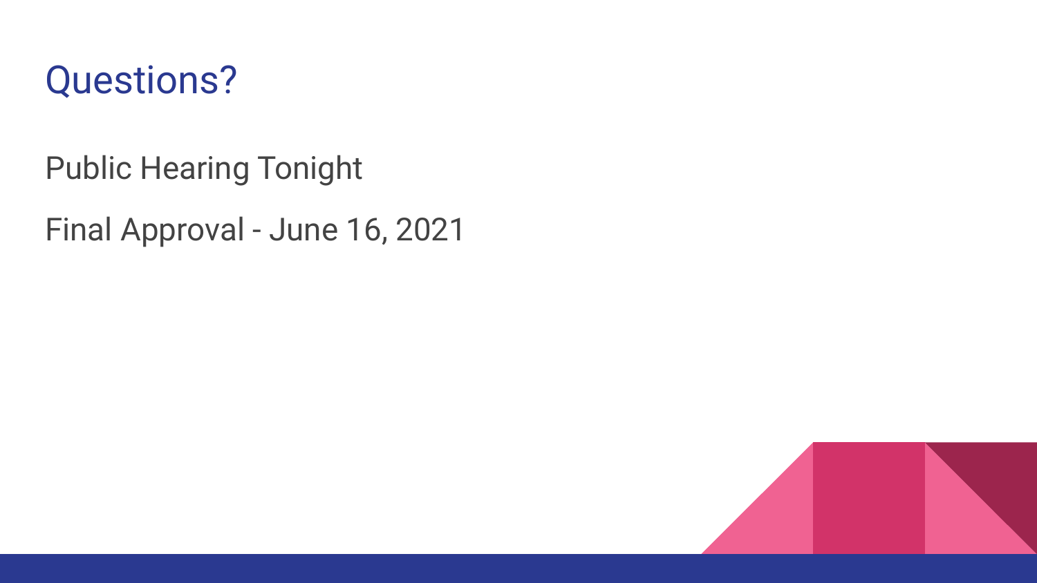# Questions?

Public Hearing Tonight

Final Approval - June 16, 2021